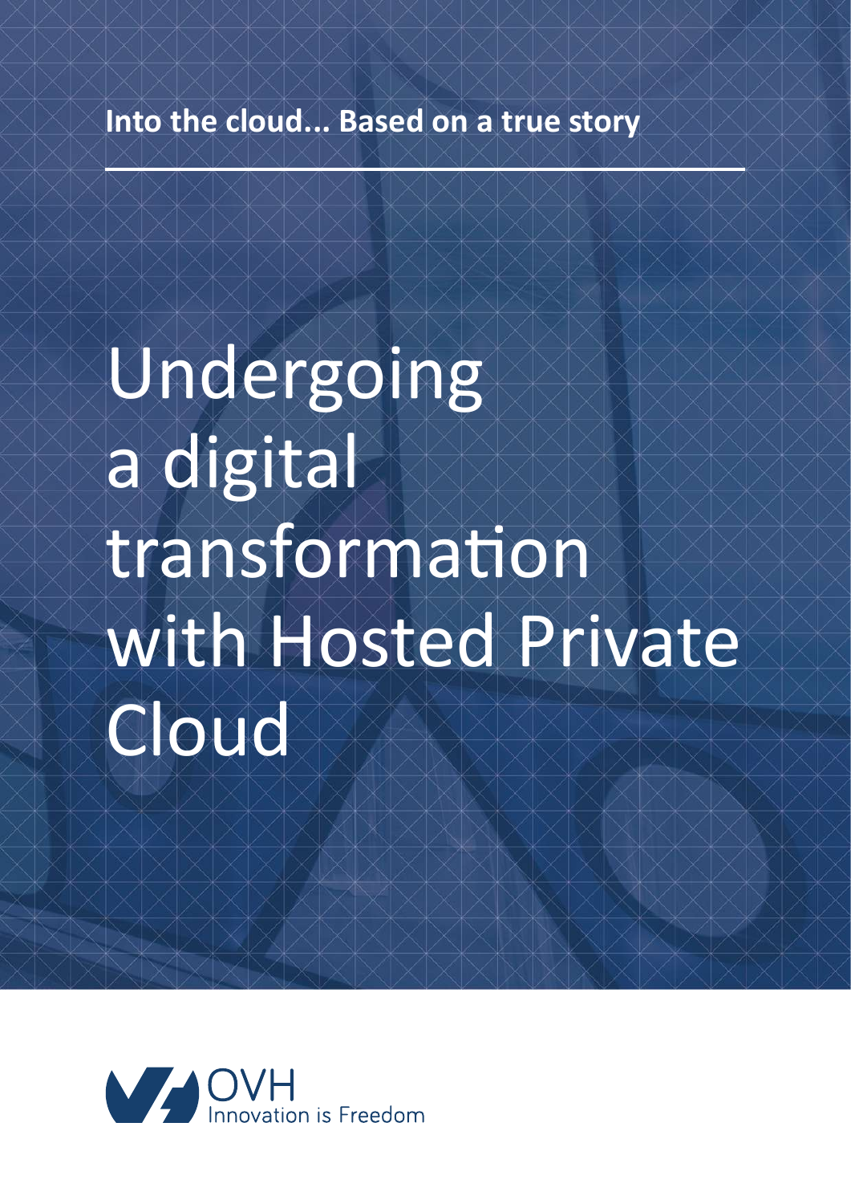**Into the cloud... Based on a true story**

# Undergoing a digital transformation with Hosted Private Cloud

OVH
Innovation is Freedom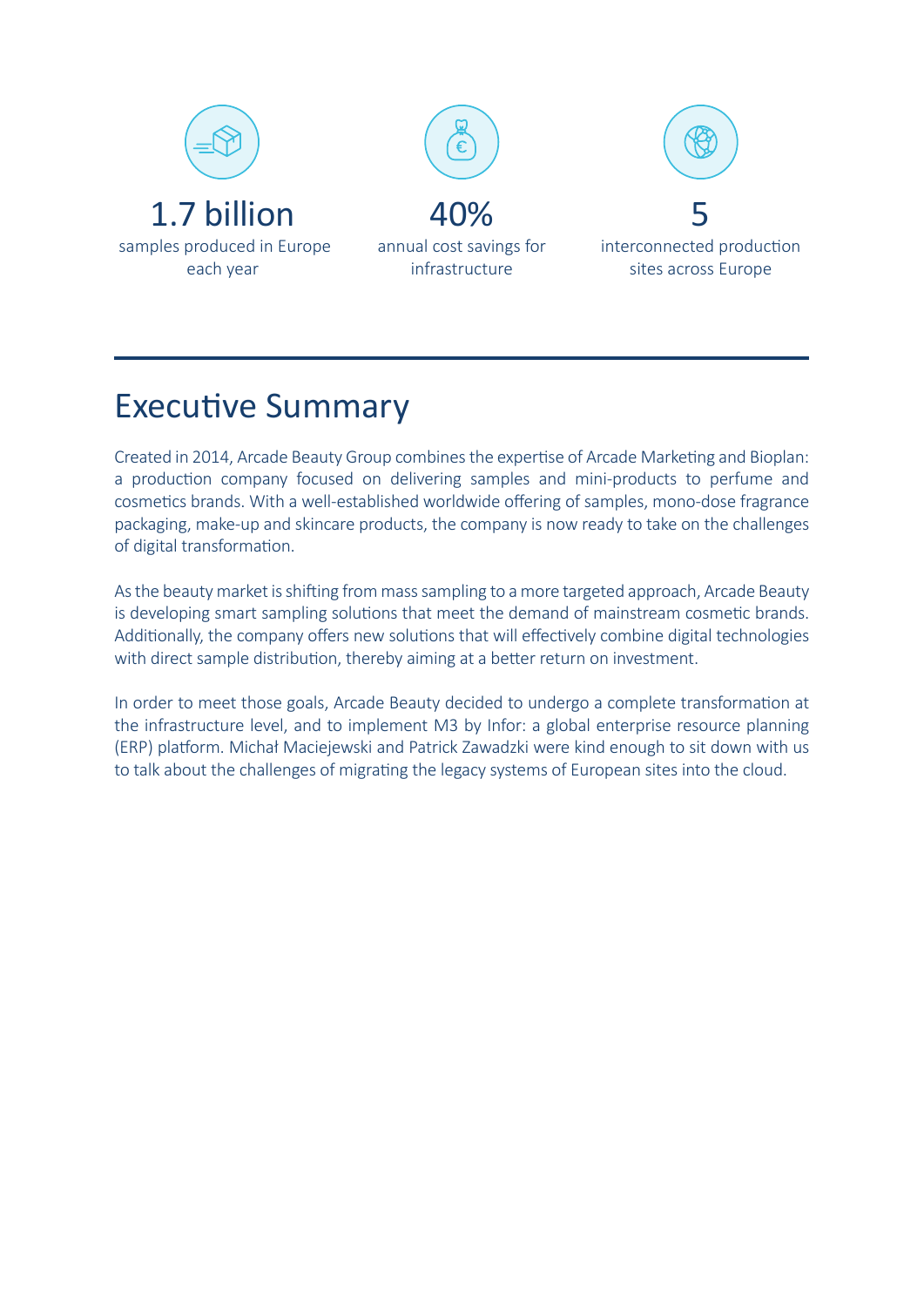**1.7 billion**
samples produced in Europe each year

**40%**
annual cost savings for infrastructure

**5**
interconnected production sites across Europe

## Executive Summary

Created in 2014, Arcade Beauty Group combines the expertise of Arcade Marketing and Bioplan: a production company focused on delivering samples and mini-products to perfume and cosmetics brands. With a well-established worldwide offering of samples, mono-dose fragrance packaging, make-up and skincare products, the company is now ready to take on the challenges of digital transformation.

As the beauty market is shifting from mass sampling to a more targeted approach, Arcade Beauty is developing smart sampling solutions that meet the demand of mainstream cosmetic brands. Additionally, the company offers new solutions that will effectively combine digital technologies with direct sample distribution, thereby aiming at a better return on investment.

In order to meet those goals, Arcade Beauty decided to undergo a complete transformation at the infrastructure level, and to implement M3 by Infor: a global enterprise resource planning (ERP) platform. Michał Maciejewski and Patrick Zawadzki were kind enough to sit down with us to talk about the challenges of migrating the legacy systems of European sites into the cloud.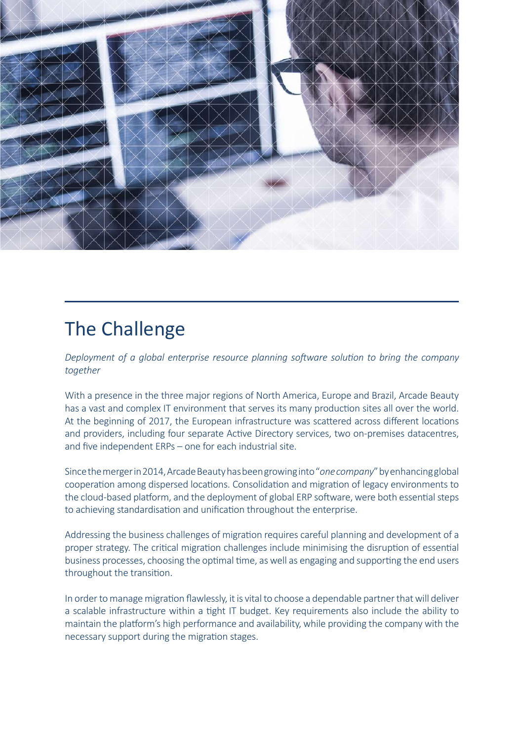## The Challenge

*Deployment of a global enterprise resource planning software solution to bring the company together*

With a presence in the three major regions of North America, Europe and Brazil, Arcade Beauty has a vast and complex IT environment that serves its many production sites all over the world. At the beginning of 2017, the European infrastructure was scattered across different locations and providers, including four separate Active Directory services, two on-premises datacentres, and five independent ERPs – one for each industrial site.

Since the merger in 2014, Arcade Beauty has been growing into "*one company*" by enhancing global cooperation among dispersed locations. Consolidation and migration of legacy environments to the cloud-based platform, and the deployment of global ERP software, were both essential steps to achieving standardisation and unification throughout the enterprise.

Addressing the business challenges of migration requires careful planning and development of a proper strategy. The critical migration challenges include minimising the disruption of essential business processes, choosing the optimal time, as well as engaging and supporting the end users throughout the transition.

In order to manage migration flawlessly, it is vital to choose a dependable partner that will deliver a scalable infrastructure within a tight IT budget. Key requirements also include the ability to maintain the platform's high performance and availability, while providing the company with the necessary support during the migration stages.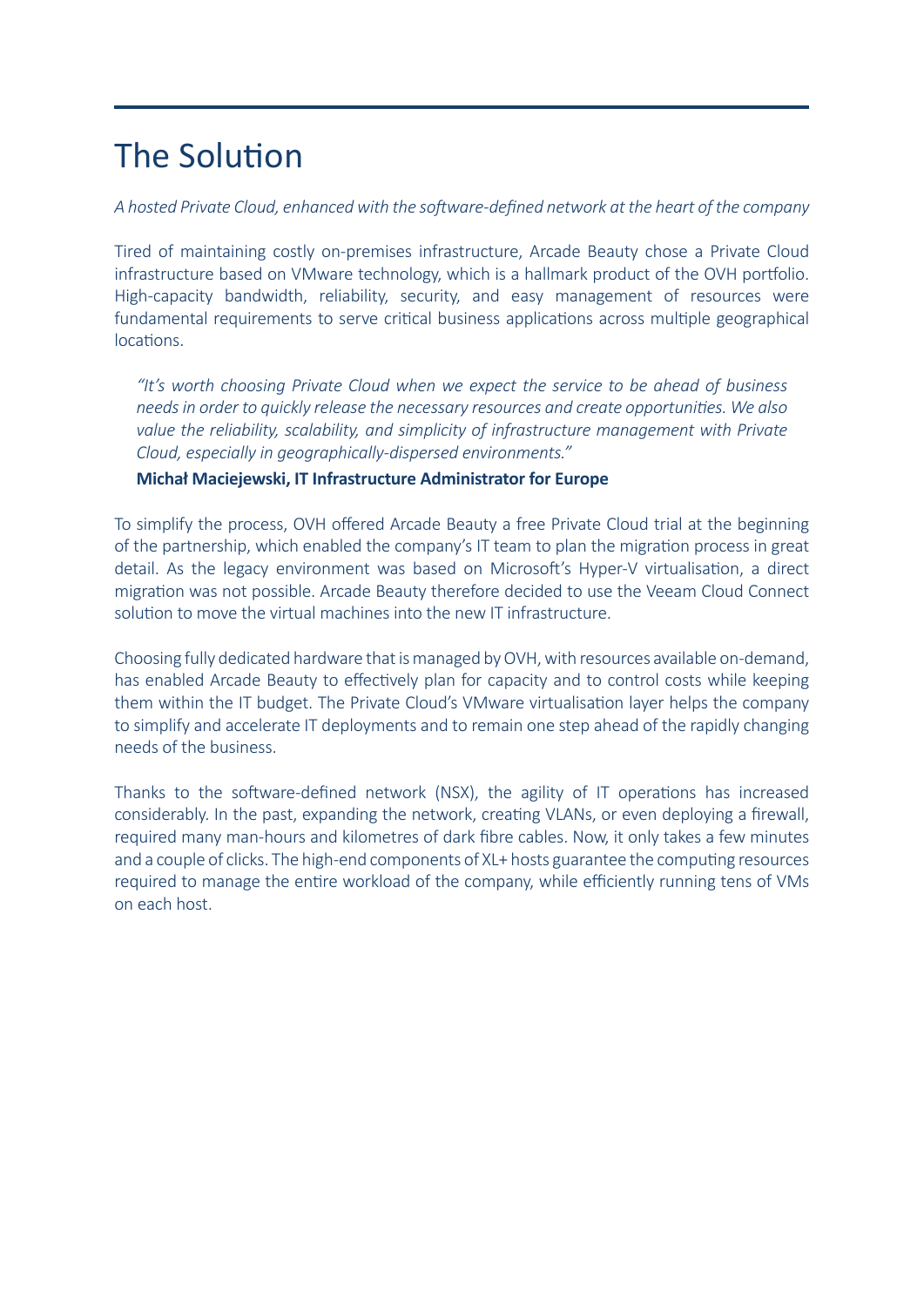# The Solution

*A hosted Private Cloud, enhanced with the software-defined network at the heart of the company*

Tired of maintaining costly on-premises infrastructure, Arcade Beauty chose a Private Cloud infrastructure based on VMware technology, which is a hallmark product of the OVH portfolio. High-capacity bandwidth, reliability, security, and easy management of resources were fundamental requirements to serve critical business applications across multiple geographical locations.

> *"It's worth choosing Private Cloud when we expect the service to be ahead of business needs in order to quickly release the necessary resources and create opportunities. We also value the reliability, scalability, and simplicity of infrastructure management with Private Cloud, especially in geographically-dispersed environments."*
>
> **Michał Maciejewski, IT Infrastructure Administrator for Europe**

To simplify the process, OVH offered Arcade Beauty a free Private Cloud trial at the beginning of the partnership, which enabled the company's IT team to plan the migration process in great detail. As the legacy environment was based on Microsoft's Hyper-V virtualisation, a direct migration was not possible. Arcade Beauty therefore decided to use the Veeam Cloud Connect solution to move the virtual machines into the new IT infrastructure.

Choosing fully dedicated hardware that is managed by OVH, with resources available on-demand, has enabled Arcade Beauty to effectively plan for capacity and to control costs while keeping them within the IT budget. The Private Cloud's VMware virtualisation layer helps the company to simplify and accelerate IT deployments and to remain one step ahead of the rapidly changing needs of the business.

Thanks to the software-defined network (NSX), the agility of IT operations has increased considerably. In the past, expanding the network, creating VLANs, or even deploying a firewall, required many man-hours and kilometres of dark fibre cables. Now, it only takes a few minutes and a couple of clicks. The high-end components of XL+ hosts guarantee the computing resources required to manage the entire workload of the company, while efficiently running tens of VMs on each host.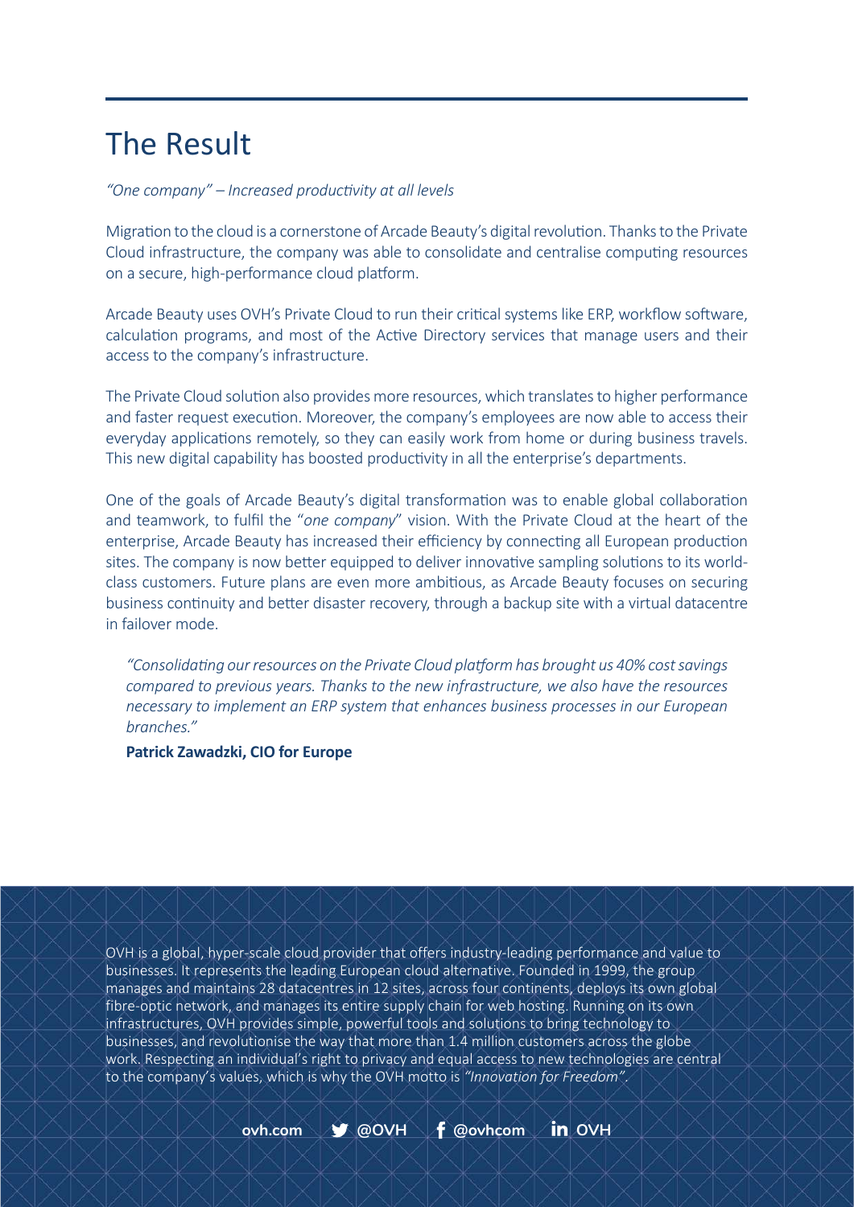# The Result

*"One company" – Increased productivity at all levels*

Migration to the cloud is a cornerstone of Arcade Beauty's digital revolution. Thanks to the Private Cloud infrastructure, the company was able to consolidate and centralise computing resources on a secure, high-performance cloud platform.

Arcade Beauty uses OVH's Private Cloud to run their critical systems like ERP, workflow software, calculation programs, and most of the Active Directory services that manage users and their access to the company's infrastructure.

The Private Cloud solution also provides more resources, which translates to higher performance and faster request execution. Moreover, the company's employees are now able to access their everyday applications remotely, so they can easily work from home or during business travels. This new digital capability has boosted productivity in all the enterprise's departments.

One of the goals of Arcade Beauty's digital transformation was to enable global collaboration and teamwork, to fulfil the "*one company*" vision. With the Private Cloud at the heart of the enterprise, Arcade Beauty has increased their efficiency by connecting all European production sites. The company is now better equipped to deliver innovative sampling solutions to its world-class customers. Future plans are even more ambitious, as Arcade Beauty focuses on securing business continuity and better disaster recovery, through a backup site with a virtual datacentre in failover mode.

> *"Consolidating our resources on the Private Cloud platform has brought us 40% cost savings compared to previous years. Thanks to the new infrastructure, we also have the resources necessary to implement an ERP system that enhances business processes in our European branches."*
>
> **Patrick Zawadzki, CIO for Europe**

OVH is a global, hyper-scale cloud provider that offers industry-leading performance and value to businesses. It represents the leading European cloud alternative. Founded in 1999, the group manages and maintains 28 datacentres in 12 sites, across four continents, deploys its own global fibre-optic network, and manages its entire supply chain for web hosting. Running on its own infrastructures, OVH provides simple, powerful tools and solutions to bring technology to businesses, and revolutionise the way that more than 1.4 million customers across the globe work. Respecting an individual's right to privacy and equal access to new technologies are central to the company's values, which is why the OVH motto is *"Innovation for Freedom"*.

**ovh.com** **@OVH** **@ovhcom** **OVH**